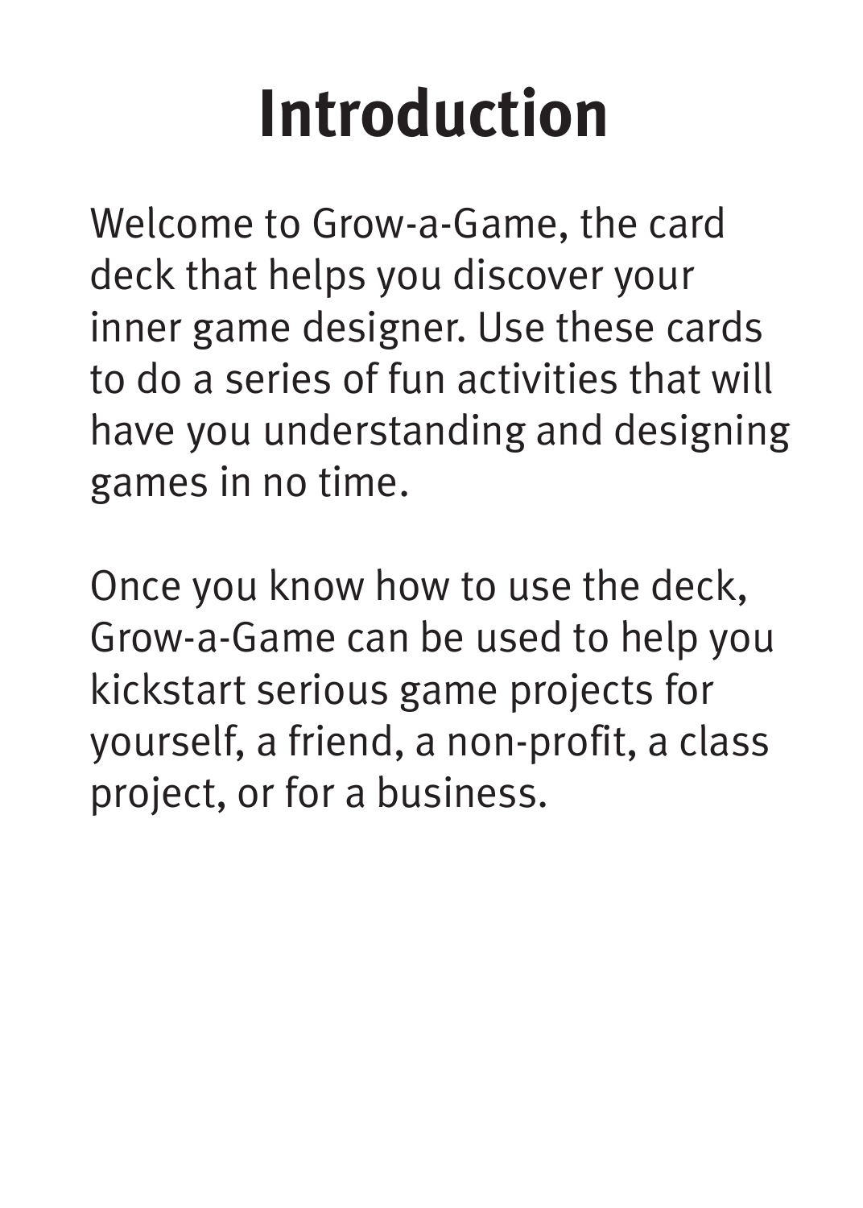# Introduction

Welcome to Grow-a-Game, the card deck that helps you discover your inner game designer. Use these cards to do a series of fun activities that will have you understanding and designing games in no time.

Once you know how to use the deck, Grow-a-Game can be used to help you kickstart serious game projects for yourself, a friend, a non-profit, a class project, or for a business.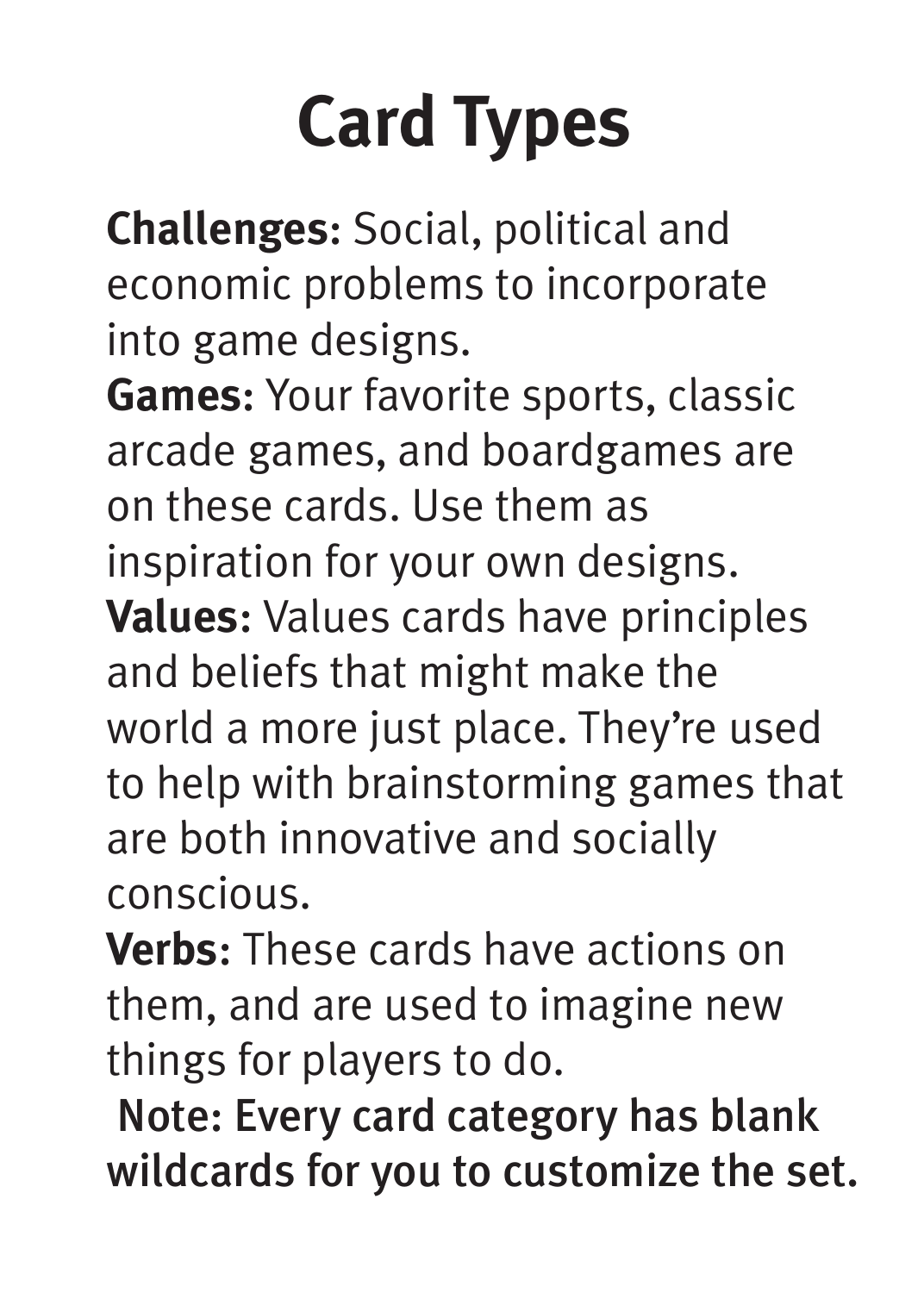# Card Types

**Challenges:** Social, political and economic problems to incorporate into game designs.

**Games:** Your favorite sports, classic arcade games, and boardgames are on these cards. Use them as inspiration for your own designs.

**Values:** Values cards have principles and beliefs that might make the world a more just place. They're used to help with brainstorming games that are both innovative and socially conscious.

**Verbs:** These cards have actions on them, and are used to imagine new things for players to do.

**Note: Every card category has blank wildcards for you to customize the set.**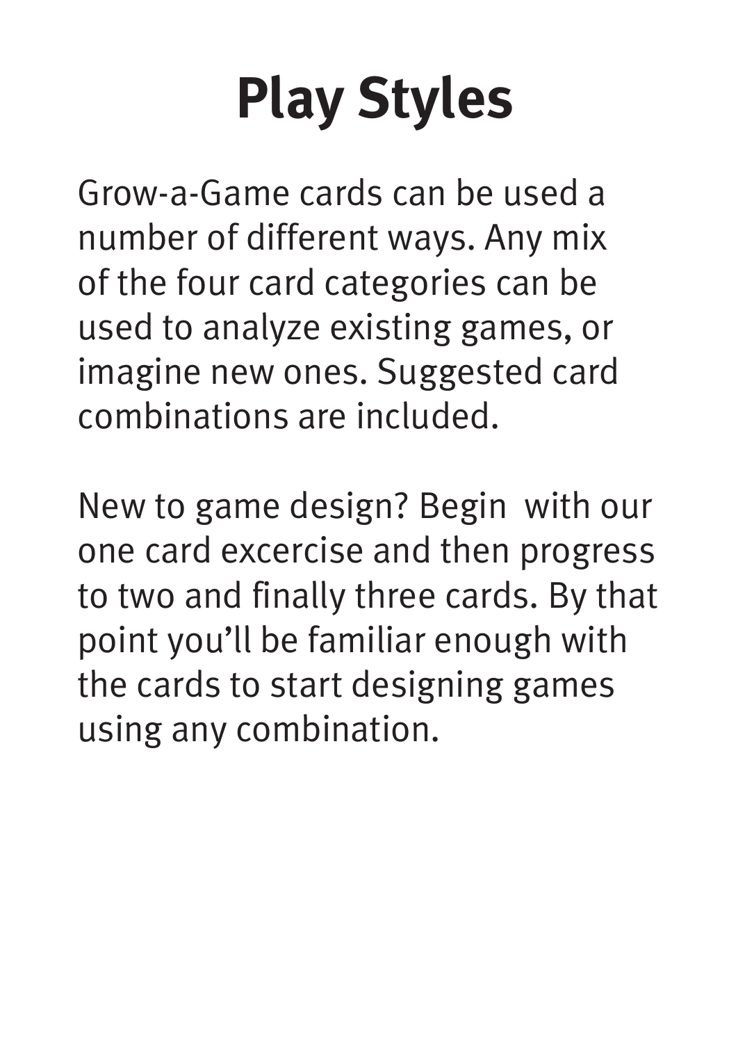# Play Styles

Grow-a-Game cards can be used a number of different ways. Any mix of the four card categories can be used to analyze existing games, or imagine new ones. Suggested card combinations are included.

New to game design? Begin with our one card excercise and then progress to two and finally three cards. By that point you'll be familiar enough with the cards to start designing games using any combination.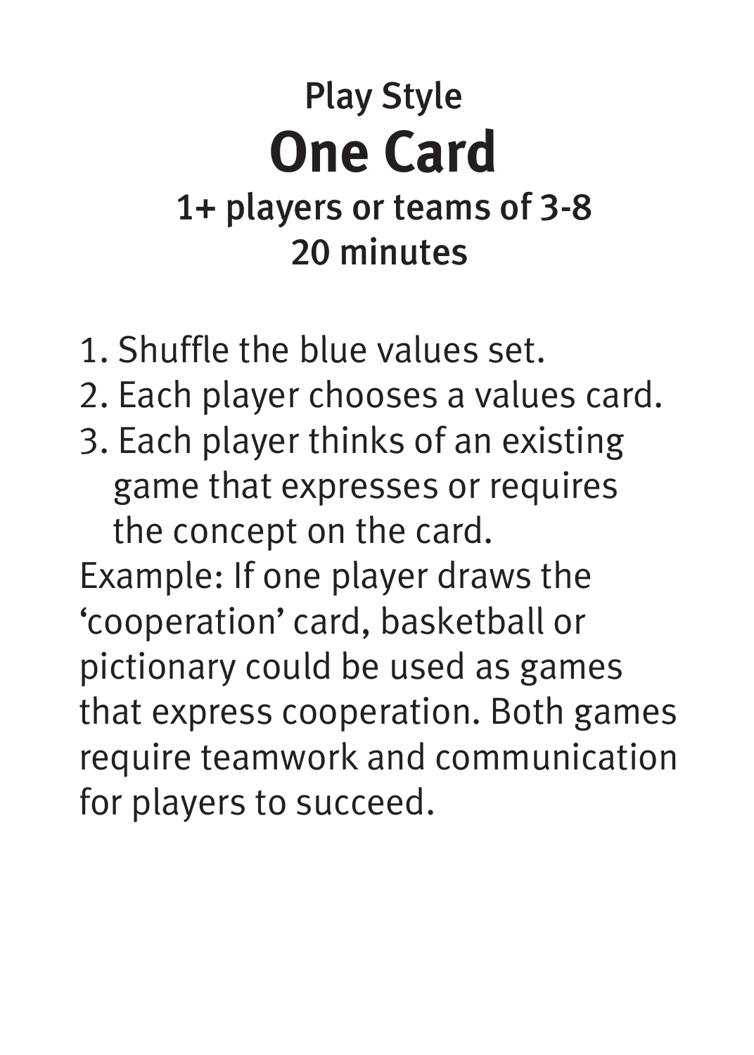### Play Style

# One Card

### 1+ players or teams of 3-8
### 20 minutes

1. Shuffle the blue values set.
2. Each player chooses a values card.
3. Each player thinks of an existing game that expresses or requires the concept on the card.

Example: If one player draws the ‘cooperation’ card, basketball or pictionary could be used as games that express cooperation. Both games require teamwork and communication for players to succeed.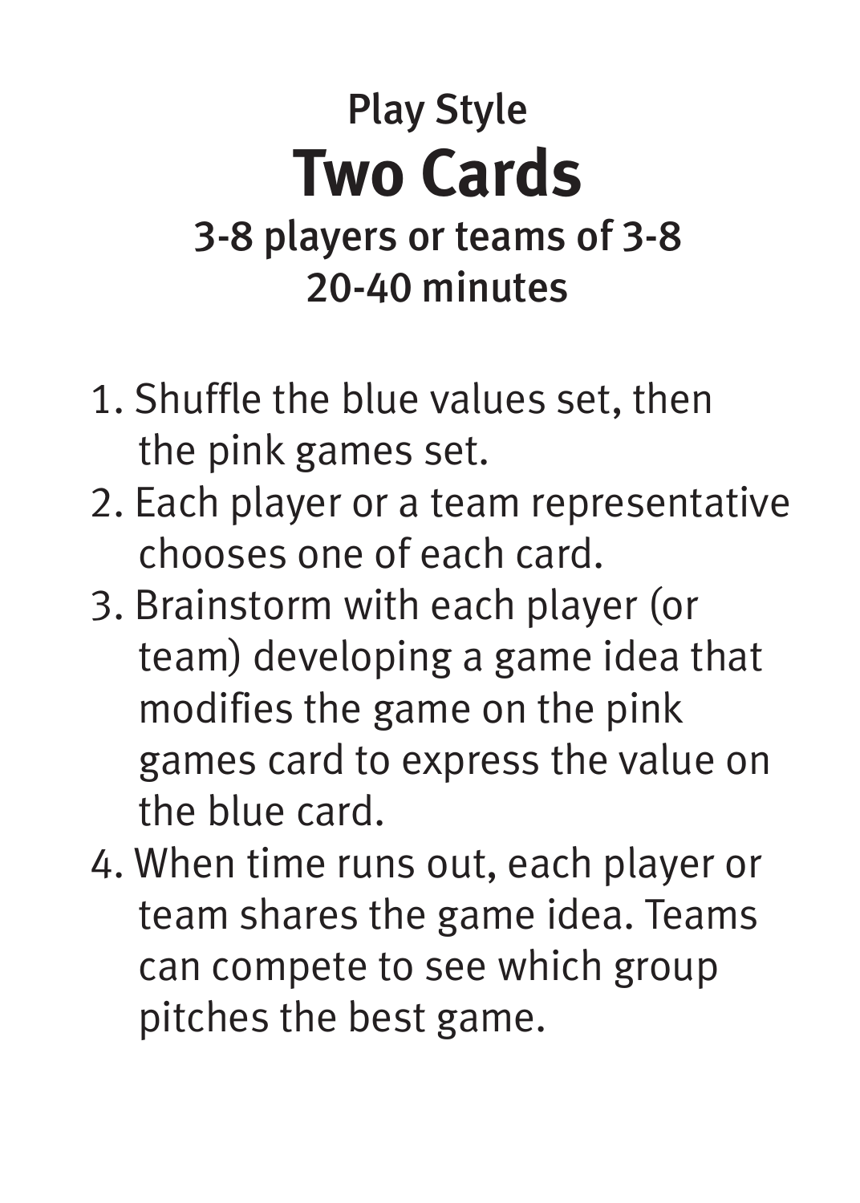Play Style

# Two Cards

### 3-8 players or teams of 3-8
### 20-40 minutes

1. Shuffle the blue values set, then the pink games set.
2. Each player or a team representative chooses one of each card.
3. Brainstorm with each player (or team) developing a game idea that modifies the game on the pink games card to express the value on the blue card.
4. When time runs out, each player or team shares the game idea. Teams can compete to see which group pitches the best game.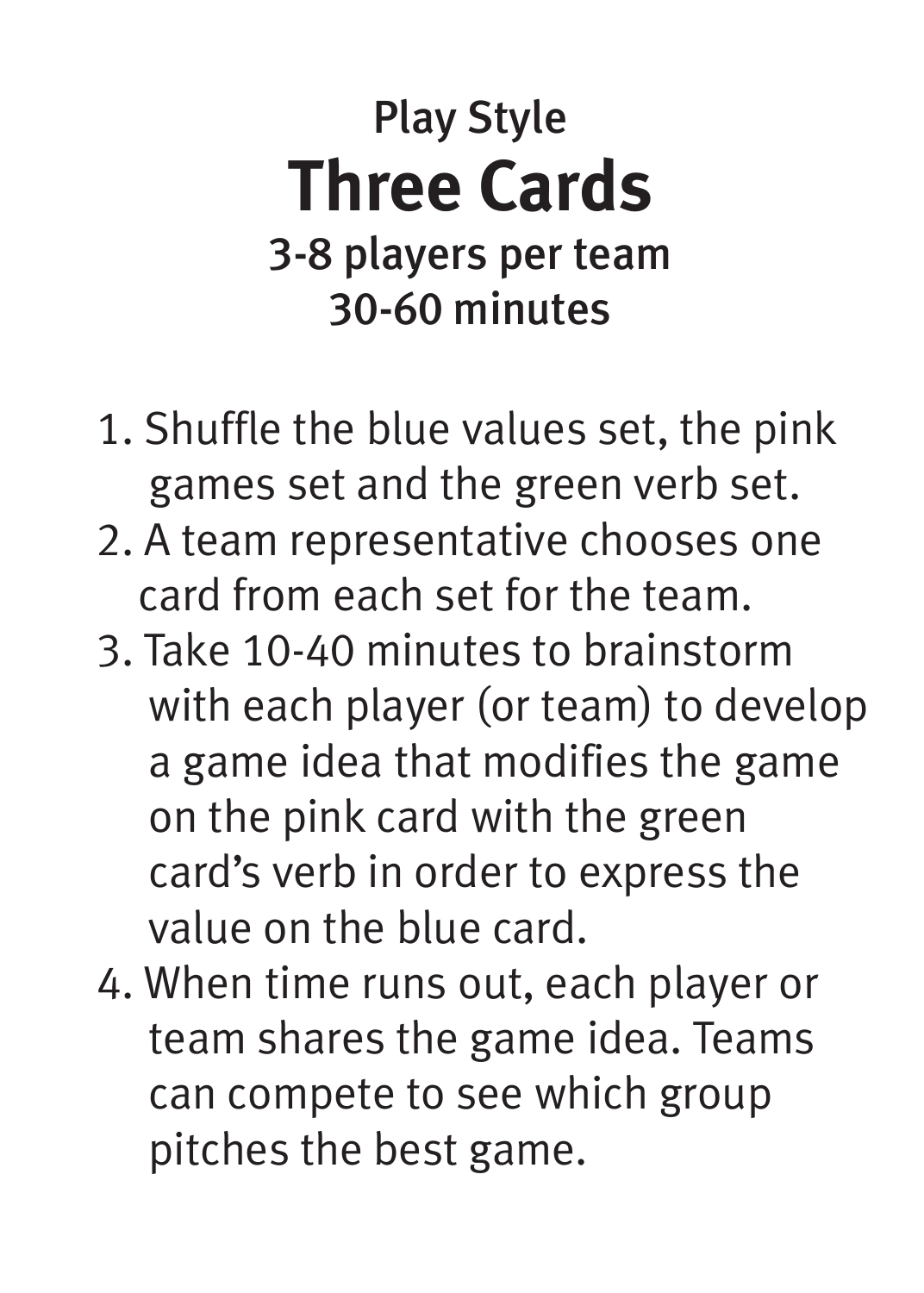Play Style

# Three Cards

**3-8 players per team**
**30-60 minutes**

1. Shuffle the blue values set, the pink games set and the green verb set.
2. A team representative chooses one card from each set for the team.
3. Take 10-40 minutes to brainstorm with each player (or team) to develop a game idea that modifies the game on the pink card with the green card's verb in order to express the value on the blue card.
4. When time runs out, each player or team shares the game idea. Teams can compete to see which group pitches the best game.